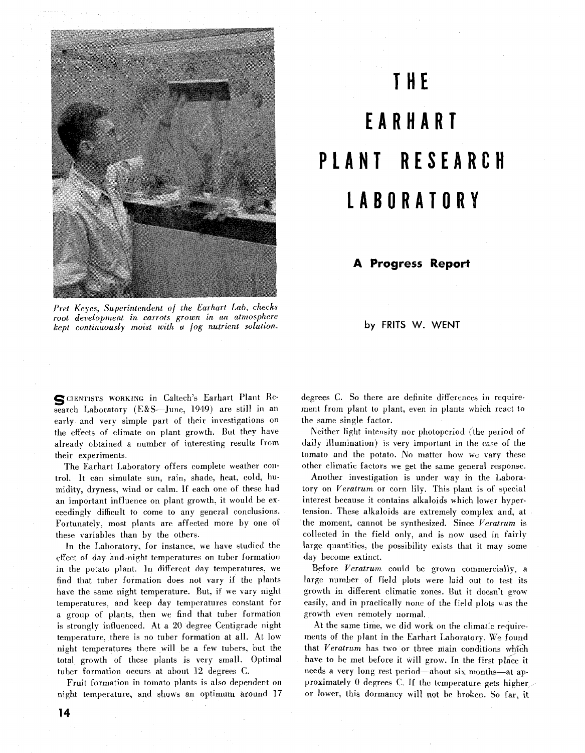# THE EARHART PLANT RESEARCH LABORATORY

## A Progress Report

by FRITS W. WENT

*Pret Keyes, Superintendent of the Earhart Lab, checks root development in carrots grown in an atmosphere kept continuously moist with a fog nutrient solution.*

SCIENTISTS WORKING in Caltech's Earhart Plant Research Laboratory (E&S—June, 1949) are still in an early and very simple part of their investigations on the effects of climate on plant growth. But they have already obtained a number of interesting results from their experiments.

The Earhart Laboratory offers complete weather control. It can simulate sun, rain, shade, heat, cold, humidity, dryness, wind or calm. If each one of these had an important influence on plant growth, it would be exceedingly difficult to come to any general conclusions. Fortunately, most plants are affected more by one of these variables than by the others.

In the Laboratory, for instance, we have studied the effect of day and night temperatures on tuber formation in the potato plant. In different day temperatures, we find that tuber formation does not vary if the plants have the same night temperature. But, if we vary night temperatures, and keep day temperatures constant for a group of plants, then we find that tuber formation is strongly influenced. At a 20 degree Centigrade night temperature, there is no tuber formation at all. At low night temperatures there will be a few tubers, but the total growth of these plants is very small. Optimal tuber formation occurs at about 12 degrees C.

Fruit formation in tomato plants is also dependent on night temperature, and shows an optimum around 17 degrees C. So there are definite differences in requirement from plant to plant, even in plants which react to the same single factor.

Neither light intensity nor photoperiod (the period of daily illumination) is very important in the case of the tomato and the potato. No matter how we vary these other climatic factors we get the same general response.

Another investigation is under way in the Laboratory on *Veratrum* or corn lily. This plant is of special interest because it contains alkaloids which lower hypertension. These alkaloids are extremely complex and, at the moment, cannot be synthesized. Since *Veratrum* is collected in the field only, and is now used in fairly large quantities, the possibility exists that it may some day become extinct.

Before *Veratrum* could be grown commercially, a large number of field plots were laid out to test its growth in different climatic zones. But it doesn't grow easily, and in practically none of the field plots was the growth even remotely normal.

At the same time, we did work on the climatic requirements of the plant in the Earhart Laboratory. We found that *Veratrum* has two or three main conditions which have to be met before it will grow. In the first place it needs a very long rest period—about six months—at approximately 0 degrees C. If the temperature gets higher or lower, this dormancy will not be broken. So far, it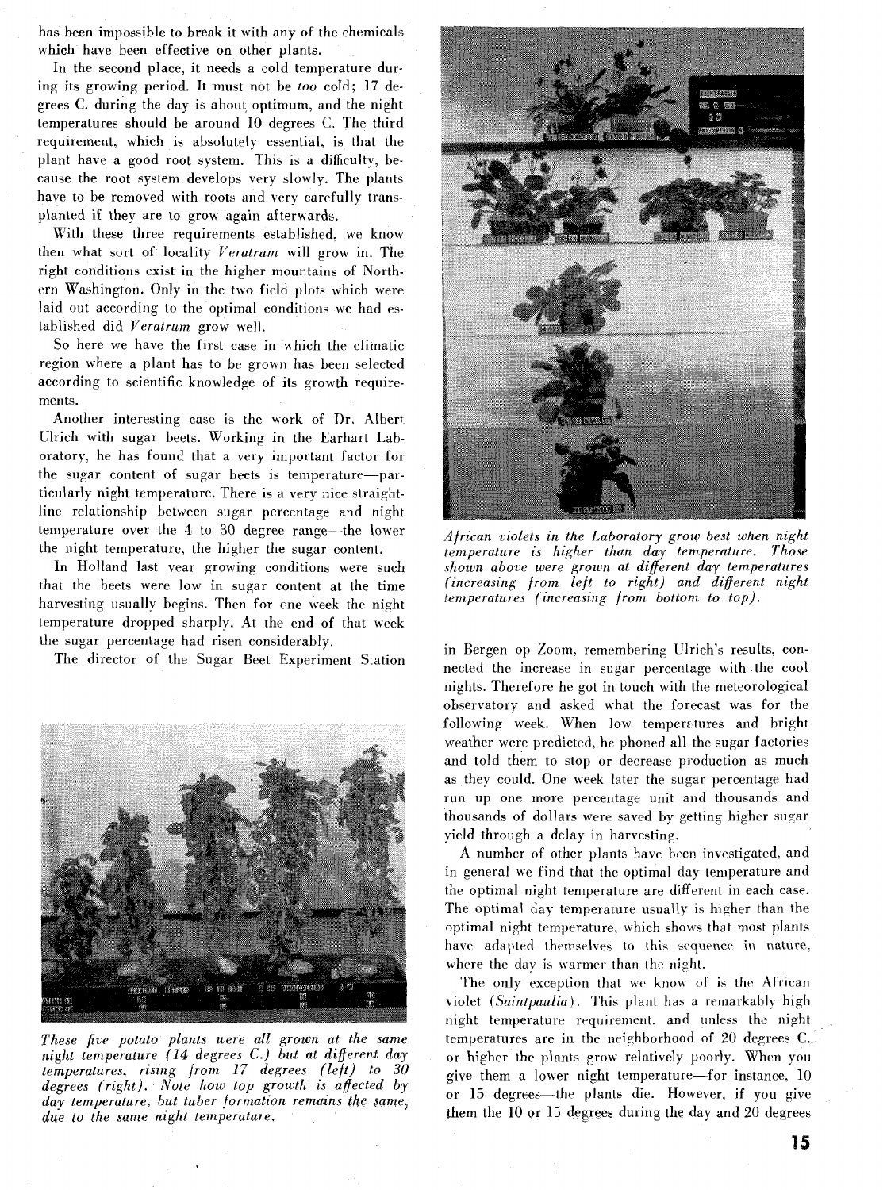has been impossible to break it with any of the chemicals which have been effective on other plants.

In the second place, it needs a cold temperature during its growing period. It must not be *too* cold; 17 degrees C. during the day is about optimum, and the night temperatures should be around 10 degrees C. The third requirement, which is absolutely essential, is that the plant have a good root system. This is a difficulty, because the root system develops very slowly. The plants have to be removed with roots and very carefully transplanted if they are to grow again afterwards.

With these three requirements established, we know then what sort of locality *Veratrum* will grow in. The right conditions exist in the higher mountains of Northern Washington. Only in the two field plots which were laid out according to the optimal conditions we had established did *Veratrum* grow well.

So here we have the first case in which the climatic region where a plant has to be grown has been selected according to scientific knowledge of its growth requirements.

Another interesting case is the work of Dr. Albert Ulrich with sugar beets. Working in the Earhart Laboratory, he has found that a very important factor for the sugar content of sugar beets is temperature—particularly night temperature. There is a very nice straight-line relationship between sugar percentage and night temperature over the 4 to 30 degree range—the lower the night temperature, the higher the sugar content.

In Holland last year growing conditions were such that the beets were low in sugar content at the time harvesting usually begins. Then for one week the night temperature dropped sharply. At the end of that week the sugar percentage had risen considerably.

The director of the Sugar Beet Experiment Station in Bergen op Zoom, remembering Ulrich's results, connected the increase in sugar percentage with the cool nights. Therefore he got in touch with the meteorological observatory and asked what the forecast was for the following week. When low temperatures and bright weather were predicted, he phoned all the sugar factories and told them to stop or decrease production as much as they could. One week later the sugar percentage had run up one more percentage unit and thousands and thousands of dollars were saved by getting higher sugar yield through a delay in harvesting.

A number of other plants have been investigated, and in general we find that the optimal day temperature and the optimal night temperature are different in each case. The optimal day temperature usually is higher than the optimal night temperature, which shows that most plants have adapted themselves to this sequence in nature, where the day is warmer than the night.

The only exception that we know of is the African violet (*Saintpaulia*). This plant has a remarkably high night temperature requirement, and unless the night temperatures are in the neighborhood of 20 degrees C. or higher the plants grow relatively poorly. When you give them a lower night temperature—for instance, 10 or 15 degrees—the plants die. However, if you give them the 10 or 15 degrees during the day and 20 degrees

*African violets in the Laboratory grow best when night temperature is higher than day temperature. Those shown above were grown at different day temperatures (increasing from left to right) and different night temperatures (increasing from bottom to top).*

*These five potato plants were all grown at the same night temperature (14 degrees C.) but at different day temperatures, rising from 17 degrees (left) to 30 degrees (right). Note how top growth is affected by day temperature, but tuber formation remains the same, due to the same night temperature.*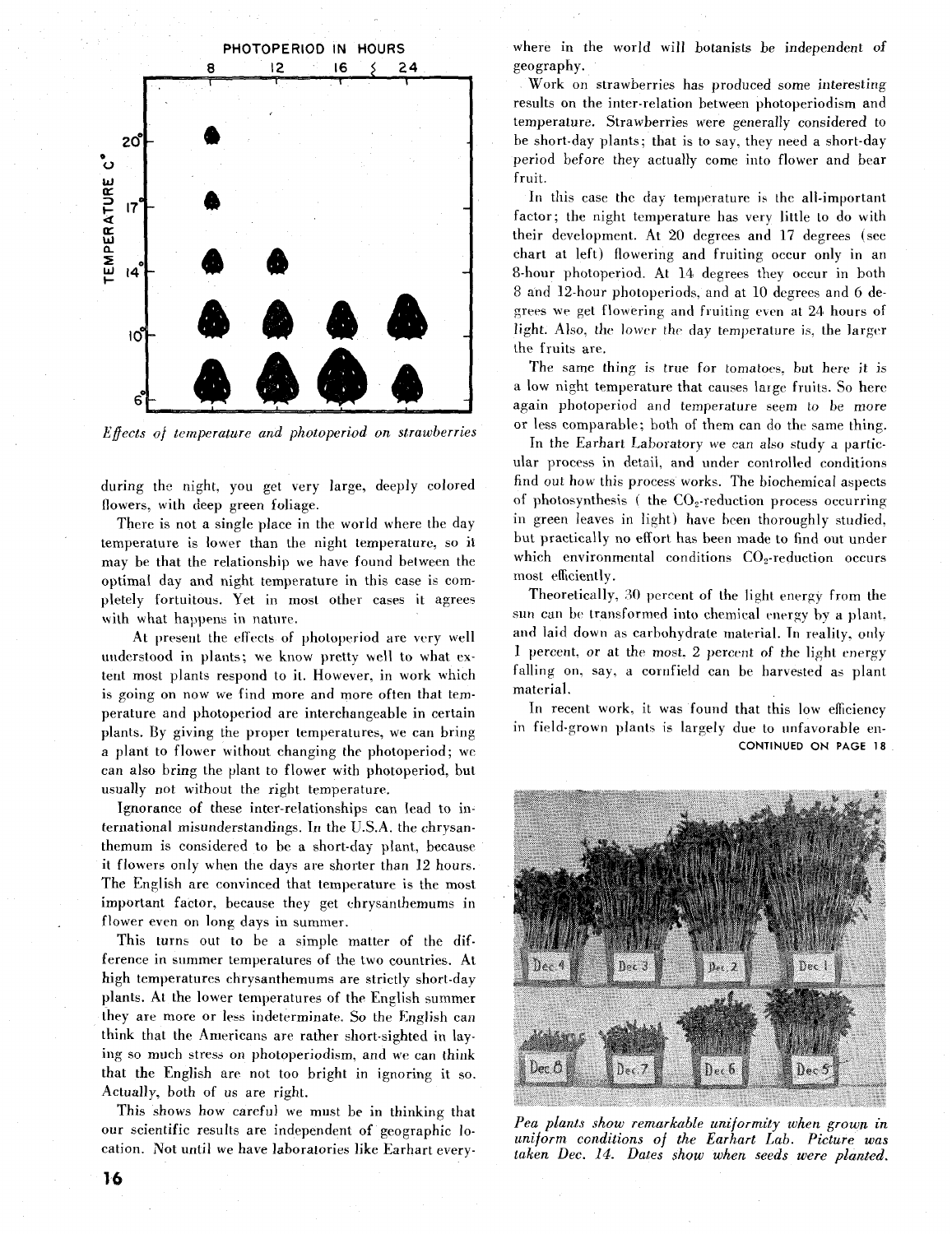PHOTOPERIOD IN HOURS

*Effects of temperature and photoperiod on strawberries*

during the night, you get very large, deeply colored flowers, with deep green foliage.

There is not a single place in the world where the day temperature is lower than the night temperature, so it may be that the relationship we have found between the optimal day and night temperature in this case is completely fortuitous. Yet in most other cases it agrees with what happens in nature.

At present the effects of photoperiod are very well understood in plants; we know pretty well to what extent most plants respond to it. However, in work which is going on now we find more and more often that temperature and photoperiod are interchangeable in certain plants. By giving the proper temperatures, we can bring a plant to flower without changing the photoperiod; we can also bring the plant to flower with photoperiod, but usually not without the right temperature.

Ignorance of these inter-relationships can lead to international misunderstandings. In the U.S.A. the chrysanthemum is considered to be a short-day plant, because it flowers only when the days are shorter than 12 hours. The English are convinced that temperature is the most important factor, because they get chrysanthemums in flower even on long days in summer.

This turns out to be a simple matter of the difference in summer temperatures of the two countries. At high temperatures chrysanthemums are strictly short-day plants. At the lower temperatures of the English summer they are more or less indeterminate. So the English can think that the Americans are rather short-sighted in laying so much stress on photoperiodism, and we can think that the English are not too bright in ignoring it so. Actually, both of us are right.

This shows how careful we must be in thinking that our scientific results are independent of geographic location. Not until we have laboratories like Earhart everywhere in the world will botanists be independent of geography.

Work on strawberries has produced some interesting results on the inter-relation between photoperiodism and temperature. Strawberries were generally considered to be short-day plants; that is to say, they need a short-day period before they actually come into flower and bear fruit.

In this case the day temperature is the all-important factor; the night temperature has very little to do with their development. At 20 degrees and 17 degrees (see chart at left) flowering and fruiting occur only in an 8-hour photoperiod. At 14 degrees they occur in both 8 and 12-hour photoperiods, and at 10 degrees and 6 degrees we get flowering and fruiting even at 24 hours of light. Also, the lower the day temperature is, the larger the fruits are.

The same thing is true for tomatoes, but here it is a low night temperature that causes large fruits. So here again photoperiod and temperature seem to be more or less comparable; both of them can do the same thing.

In the Earhart Laboratory we can also study a particular process in detail, and under controlled conditions find out how this process works. The biochemical aspects of photosynthesis (the $CO_2$-reduction process occurring in green leaves in light) have been thoroughly studied, but practically no effort has been made to find out under which environmental conditions $CO_2$-reduction occurs most efficiently.

Theoretically, 30 percent of the light energy from the sun can be transformed into chemical energy by a plant, and laid down as carbohydrate material. In reality, only 1 percent, or at the most, 2 percent of the light energy falling on, say, a cornfield can be harvested as plant material.

In recent work, it was found that this low efficiency in field-grown plants is largely due to unfavorable en-

CONTINUED ON PAGE 18

*Pea plants show remarkable uniformity when grown in uniform conditions of the Earhart Lab. Picture was taken Dec. 14. Dates show when seeds were planted.*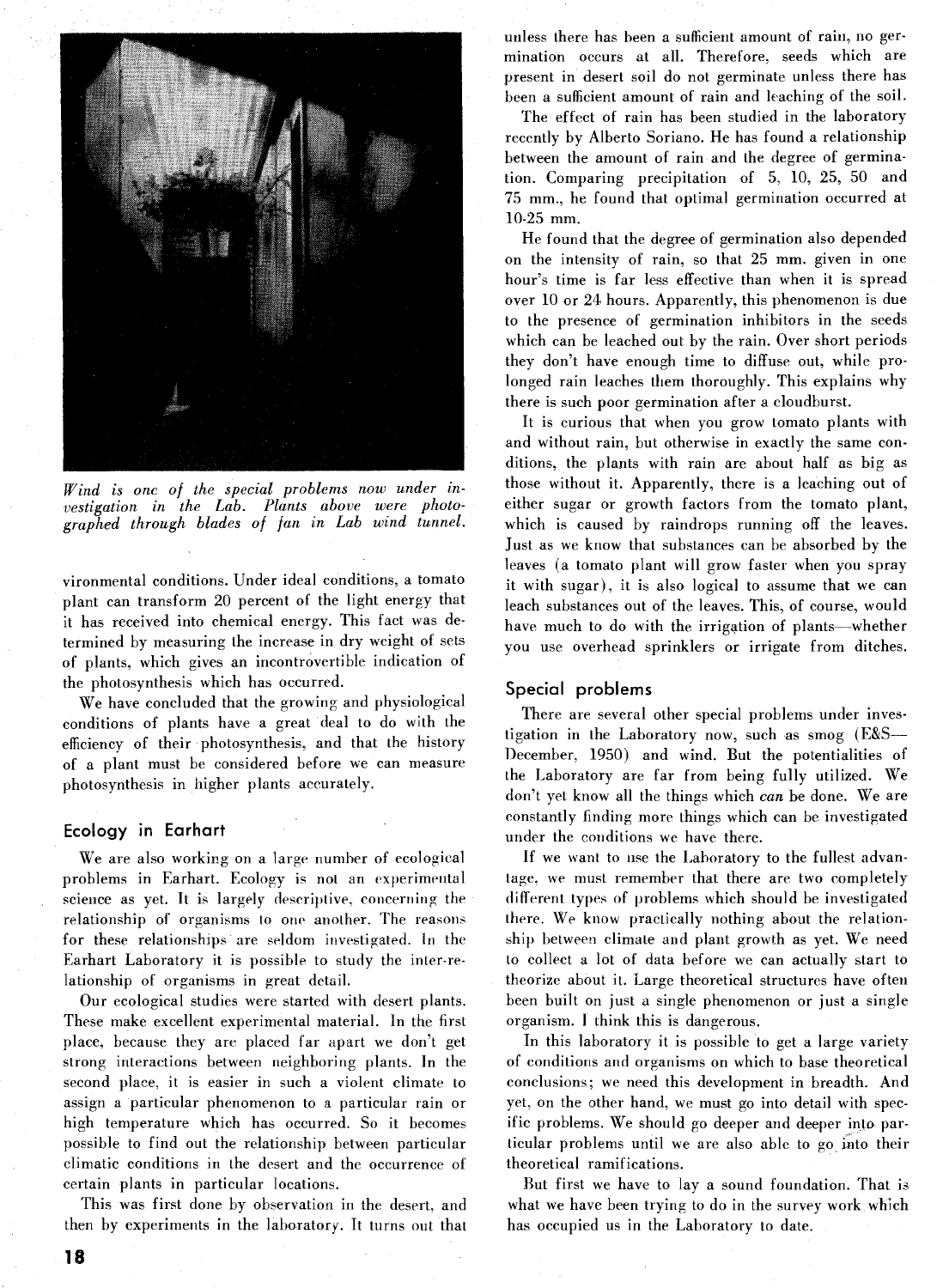*Wind is one of the special problems now under investigation in the Lab. Plants above were photographed through blades of fan in Lab wind tunnel.*

vironmental conditions. Under ideal conditions, a tomato plant can transform 20 percent of the light energy that it has received into chemical energy. This fact was determined by measuring the increase in dry weight of sets of plants, which gives an incontrovertible indication of the photosynthesis which has occurred.

We have concluded that the growing and physiological conditions of plants have a great deal to do with the efficiency of their photosynthesis, and that the history of a plant must be considered before we can measure photosynthesis in higher plants accurately.

## Ecology in Earhart

We are also working on a large number of ecological problems in Earhart. Ecology is not an experimental science as yet. It is largely descriptive, concerning the relationship of organisms to one another. The reasons for these relationships are seldom investigated. In the Earhart Laboratory it is possible to study the inter-relationship of organisms in great detail.

Our ecological studies were started with desert plants. These make excellent experimental material. In the first place, because they are placed far apart we don't get strong interactions between neighboring plants. In the second place, it is easier in such a violent climate to assign a particular phenomenon to a particular rain or high temperature which has occurred. So it becomes possible to find out the relationship between particular climatic conditions in the desert and the occurrence of certain plants in particular locations.

This was first done by observation in the desert, and then by experiments in the laboratory. It turns out that unless there has been a sufficient amount of rain, no germination occurs at all. Therefore, seeds which are present in desert soil do not germinate unless there has been a sufficient amount of rain and leaching of the soil.

The effect of rain has been studied in the laboratory recently by Alberto Soriano. He has found a relationship between the amount of rain and the degree of germination. Comparing precipitation of 5, 10, 25, 50 and 75 mm., he found that optimal germination occurred at 10-25 mm.

He found that the degree of germination also depended on the intensity of rain, so that 25 mm. given in one hour's time is far less effective than when it is spread over 10 or 24 hours. Apparently, this phenomenon is due to the presence of germination inhibitors in the seeds which can be leached out by the rain. Over short periods they don't have enough time to diffuse out, while prolonged rain leaches them thoroughly. This explains why there is such poor germination after a cloudburst.

It is curious that when you grow tomato plants with and without rain, but otherwise in exactly the same conditions, the plants with rain are about half as big as those without it. Apparently, there is a leaching out of either sugar or growth factors from the tomato plant, which is caused by raindrops running off the leaves. Just as we know that substances can be absorbed by the leaves (a tomato plant will grow faster when you spray it with sugar), it is also logical to assume that we can leach substances out of the leaves. This, of course, would have much to do with the irrigation of plants—whether you use overhead sprinklers or irrigate from ditches.

## Special problems

There are several other special problems under investigation in the Laboratory now, such as smog (E&S—December, 1950) and wind. But the potentialities of the Laboratory are far from being fully utilized. We don't yet know all the things which *can* be done. We are constantly finding more things which can be investigated under the conditions we have there.

If we want to use the Laboratory to the fullest advantage, we must remember that there are two completely different types of problems which should be investigated there. We know practically nothing about the relationship between climate and plant growth as yet. We need to collect a lot of data before we can actually start to theorize about it. Large theoretical structures have often been built on just a single phenomenon or just a single organism. I think this is dangerous.

In this laboratory it is possible to get a large variety of conditions and organisms on which to base theoretical conclusions; we need this development in breadth. And yet, on the other hand, we must go into detail with specific problems. We should go deeper and deeper into particular problems until we are also able to go into their theoretical ramifications.

But first we have to lay a sound foundation. That is what we have been trying to do in the survey work which has occupied us in the Laboratory to date.